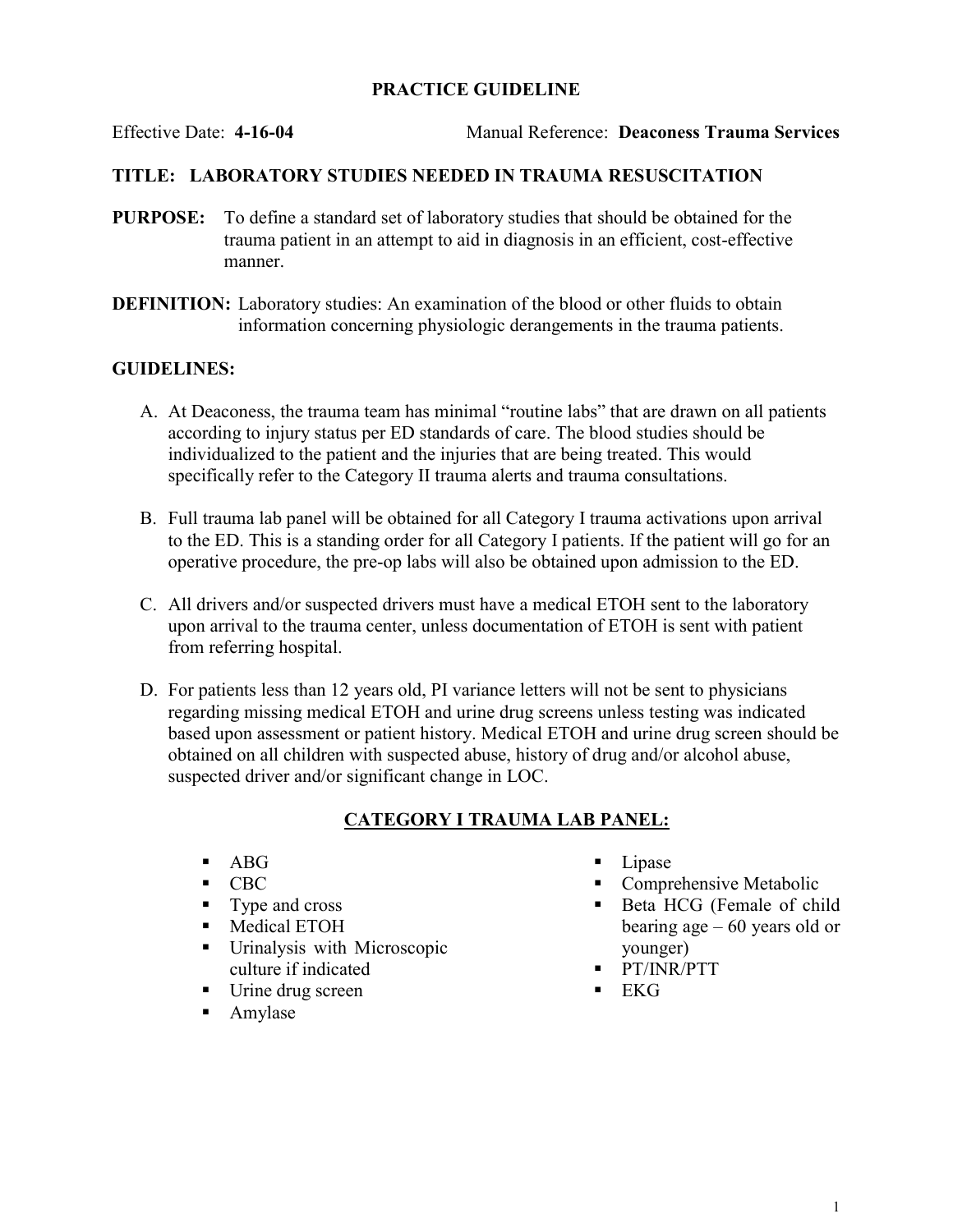# PRACTICE GUIDELINE

Effective Date: **4-16-04** Manual Reference: **Deaconess Trauma Services**

## TITLE: LABORATORY STUDIES NEEDED IN TRAUMA RESUSCITATION

**PURPOSE:** To define a standard set of laboratory studies that should be obtained for the trauma patient in an attempt to aid in diagnosis in an efficient, cost-effective manner.

**DEFINITION:** Laboratory studies: An examination of the blood or other fluids to obtain information concerning physiologic derangements in the trauma patients.

## GUIDELINES:

A. At Deaconess, the trauma team has minimal "routine labs" that are drawn on all patients according to injury status per ED standards of care. The blood studies should be individualized to the patient and the injuries that are being treated. This would specifically refer to the Category II trauma alerts and trauma consultations.

B. Full trauma lab panel will be obtained for all Category I trauma activations upon arrival to the ED. This is a standing order for all Category I patients. If the patient will go for an operative procedure, the pre-op labs will also be obtained upon admission to the ED.

C. All drivers and/or suspected drivers must have a medical ETOH sent to the laboratory upon arrival to the trauma center, unless documentation of ETOH is sent with patient from referring hospital.

D. For patients less than 12 years old, PI variance letters will not be sent to physicians regarding missing medical ETOH and urine drug screens unless testing was indicated based upon assessment or patient history. Medical ETOH and urine drug screen should be obtained on all children with suspected abuse, history of drug and/or alcohol abuse, suspected driver and/or significant change in LOC.

## CATEGORY I TRAUMA LAB PANEL:

- ABG
- CBC
- Type and cross
- Medical ETOH
- Urinalysis with Microscopic culture if indicated
- Urine drug screen
- Amylase
- Lipase
- Comprehensive Metabolic
- Beta HCG (Female of child bearing age – 60 years old or younger)
- PT/INR/PTT
- EKG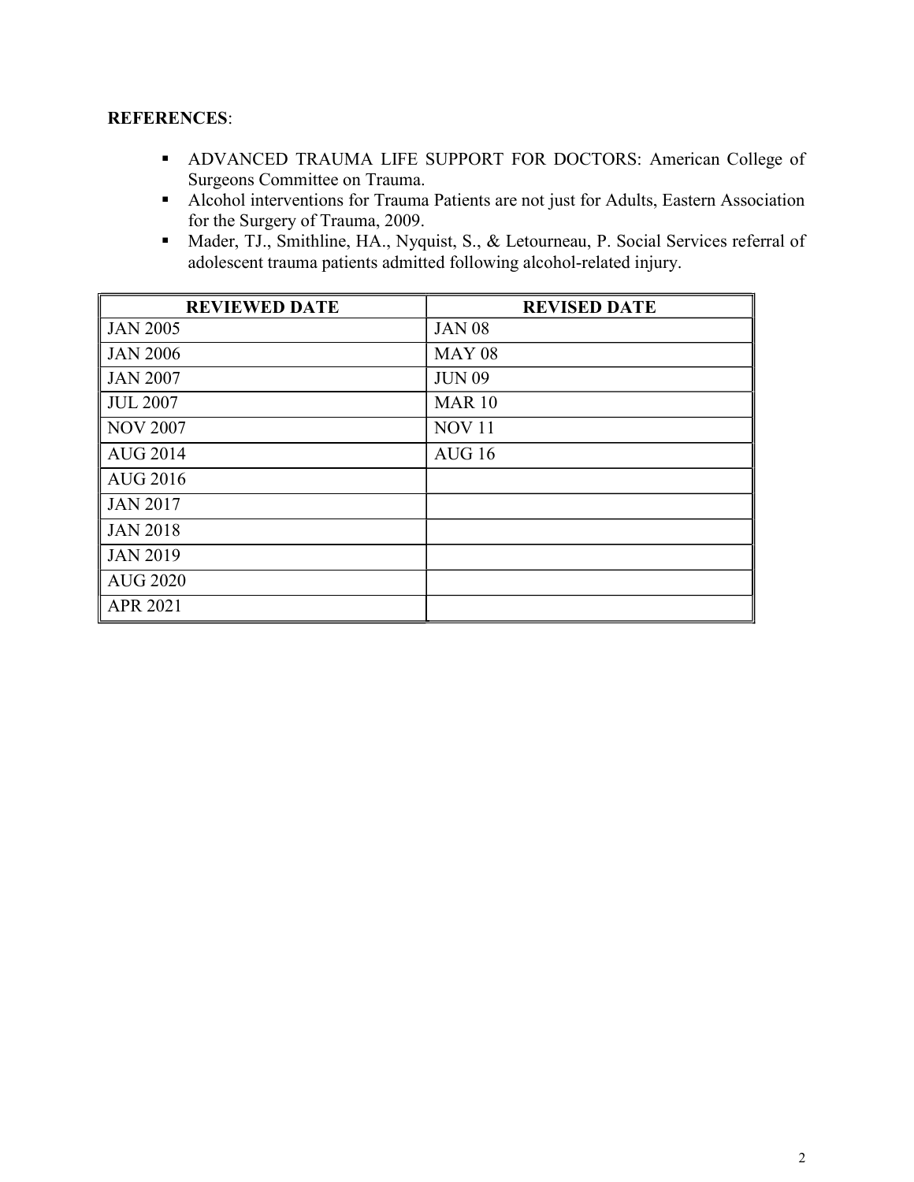**REFERENCES**:

- ADVANCED TRAUMA LIFE SUPPORT FOR DOCTORS: American College of Surgeons Committee on Trauma.
- Alcohol interventions for Trauma Patients are not just for Adults, Eastern Association for the Surgery of Trauma, 2009.
- Mader, TJ., Smithline, HA., Nyquist, S., & Letourneau, P. Social Services referral of adolescent trauma patients admitted following alcohol-related injury.

| REVIEWED DATE | REVISED DATE |
|---|---|
| JAN 2005 | JAN 08 |
| JAN 2006 | MAY 08 |
| JAN 2007 | JUN 09 |
| JUL 2007 | MAR 10 |
| NOV 2007 | NOV 11 |
| AUG 2014 | AUG 16 |
| AUG 2016 | |
| JAN 2017 | |
| JAN 2018 | |
| JAN 2019 | |
| AUG 2020 | |
| APR 2021 | |